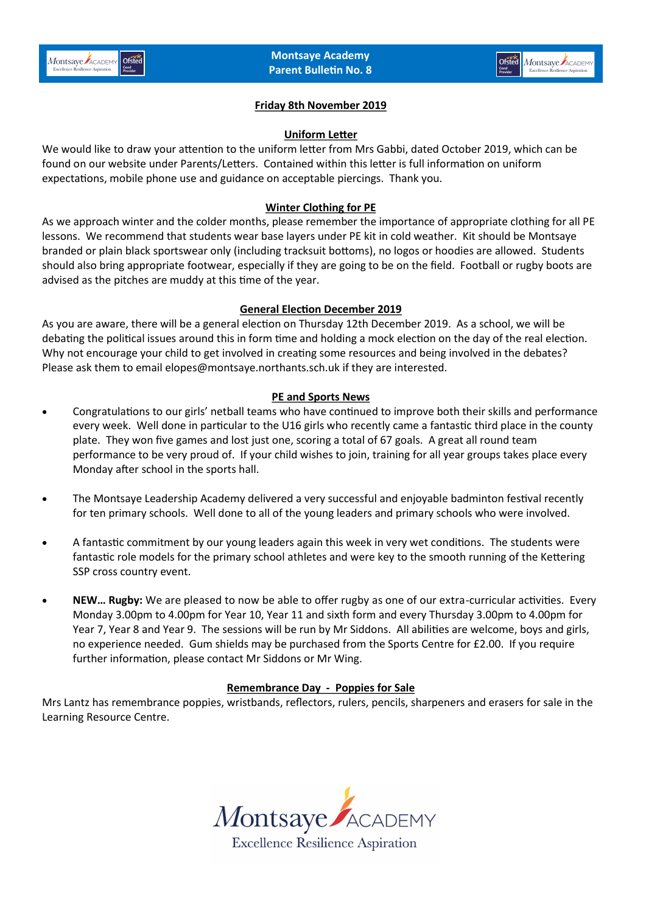# Montsaye Academy
# Parent Bulletin No. 8

**Friday 8th November 2019**

## Uniform Letter

We would like to draw your attention to the uniform letter from Mrs Gabbi, dated October 2019, which can be found on our website under Parents/Letters. Contained within this letter is full information on uniform expectations, mobile phone use and guidance on acceptable piercings. Thank you.

## Winter Clothing for PE

As we approach winter and the colder months, please remember the importance of appropriate clothing for all PE lessons. We recommend that students wear base layers under PE kit in cold weather. Kit should be Montsaye branded or plain black sportswear only (including tracksuit bottoms), no logos or hoodies are allowed. Students should also bring appropriate footwear, especially if they are going to be on the field. Football or rugby boots are advised as the pitches are muddy at this time of the year.

## General Election December 2019

As you are aware, there will be a general election on Thursday 12th December 2019. As a school, we will be debating the political issues around this in form time and holding a mock election on the day of the real election. Why not encourage your child to get involved in creating some resources and being involved in the debates? Please ask them to email elopes@montsaye.northants.sch.uk if they are interested.

## PE and Sports News

- Congratulations to our girls' netball teams who have continued to improve both their skills and performance every week. Well done in particular to the U16 girls who recently came a fantastic third place in the county plate. They won five games and lost just one, scoring a total of 67 goals. A great all round team performance to be very proud of. If your child wishes to join, training for all year groups takes place every Monday after school in the sports hall.

- The Montsaye Leadership Academy delivered a very successful and enjoyable badminton festival recently for ten primary schools. Well done to all of the young leaders and primary schools who were involved.

- A fantastic commitment by our young leaders again this week in very wet conditions. The students were fantastic role models for the primary school athletes and were key to the smooth running of the Kettering SSP cross country event.

- **NEW… Rugby:** We are pleased to now be able to offer rugby as one of our extra-curricular activities. Every Monday 3.00pm to 4.00pm for Year 10, Year 11 and sixth form and every Thursday 3.00pm to 4.00pm for Year 7, Year 8 and Year 9. The sessions will be run by Mr Siddons. All abilities are welcome, boys and girls, no experience needed. Gum shields may be purchased from the Sports Centre for £2.00. If you require further information, please contact Mr Siddons or Mr Wing.

## Remembrance Day - Poppies for Sale

Mrs Lantz has remembrance poppies, wristbands, reflectors, rulers, pencils, sharpeners and erasers for sale in the Learning Resource Centre.

Montsaye Academy
Excellence Resilience Aspiration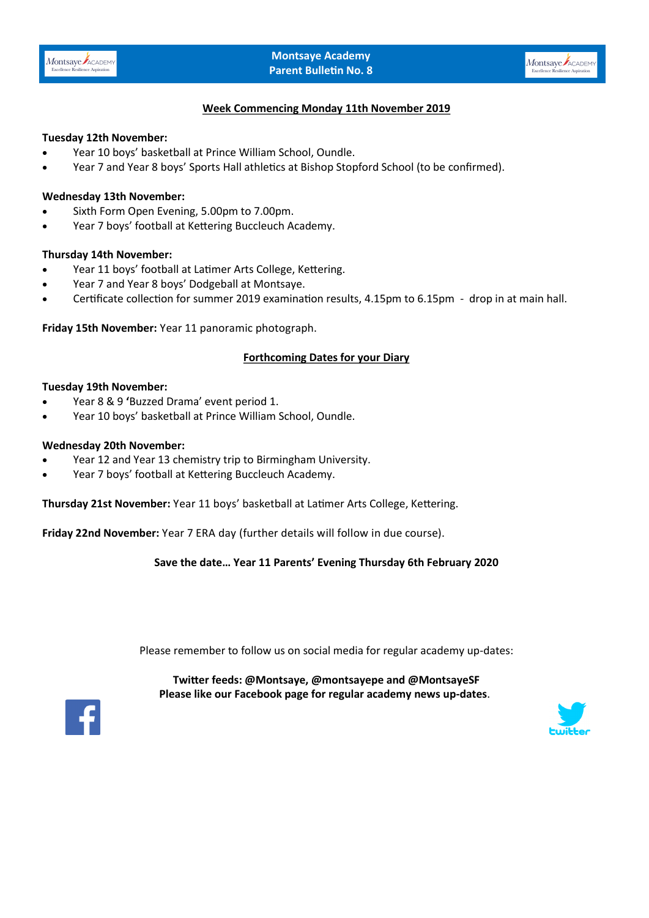**Montsaye Academy**
**Parent Bulletin No. 8**

## Week Commencing Monday 11th November 2019

**Tuesday 12th November:**

- Year 10 boys' basketball at Prince William School, Oundle.
- Year 7 and Year 8 boys' Sports Hall athletics at Bishop Stopford School (to be confirmed).

**Wednesday 13th November:**

- Sixth Form Open Evening, 5.00pm to 7.00pm.
- Year 7 boys' football at Kettering Buccleuch Academy.

**Thursday 14th November:**

- Year 11 boys' football at Latimer Arts College, Kettering.
- Year 7 and Year 8 boys' Dodgeball at Montsaye.
- Certificate collection for summer 2019 examination results, 4.15pm to 6.15pm - drop in at main hall.

**Friday 15th November:** Year 11 panoramic photograph.

## Forthcoming Dates for your Diary

**Tuesday 19th November:**

- Year 8 & 9 'Buzzed Drama' event period 1.
- Year 10 boys' basketball at Prince William School, Oundle.

**Wednesday 20th November:**

- Year 12 and Year 13 chemistry trip to Birmingham University.
- Year 7 boys' football at Kettering Buccleuch Academy.

**Thursday 21st November:** Year 11 boys' basketball at Latimer Arts College, Kettering.

**Friday 22nd November:** Year 7 ERA day (further details will follow in due course).

**Save the date… Year 11 Parents' Evening Thursday 6th February 2020**

Please remember to follow us on social media for regular academy up-dates:

**Twitter feeds: @Montsaye, @montsayepe and @MontsayeSF**
**Please like our Facebook page for regular academy news up-dates**.